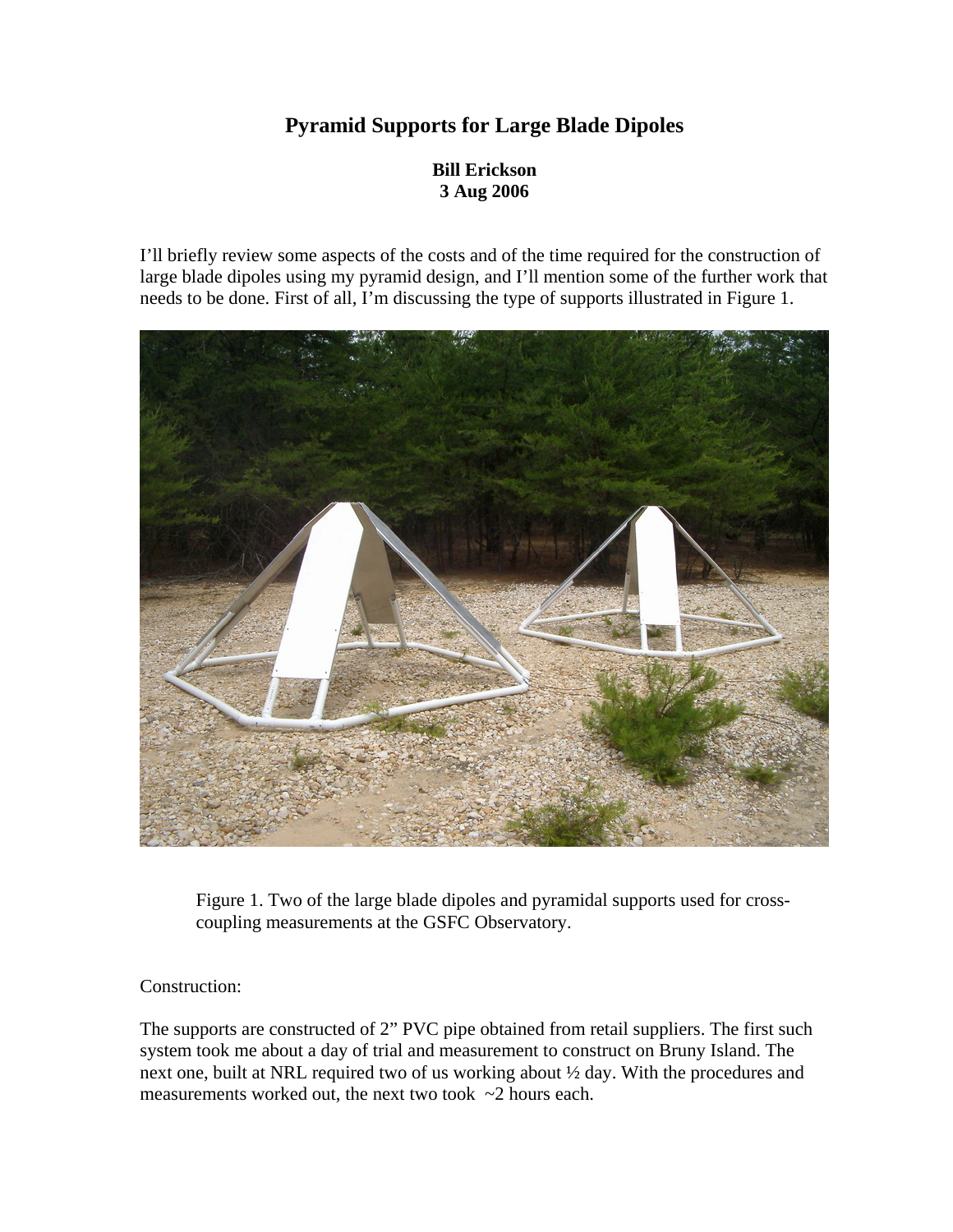# Pyramid Supports for Large Blade Dipoles

**Bill Erickson**
**3 Aug 2006**

I'll briefly review some aspects of the costs and of the time required for the construction of large blade dipoles using my pyramid design, and I'll mention some of the further work that needs to be done. First of all, I'm discussing the type of supports illustrated in Figure 1.

Figure 1. Two of the large blade dipoles and pyramidal supports used for cross-coupling measurements at the GSFC Observatory.

Construction:

The supports are constructed of 2" PVC pipe obtained from retail suppliers. The first such system took me about a day of trial and measurement to construct on Bruny Island. The next one, built at NRL required two of us working about ½ day. With the procedures and measurements worked out, the next two took ~2 hours each.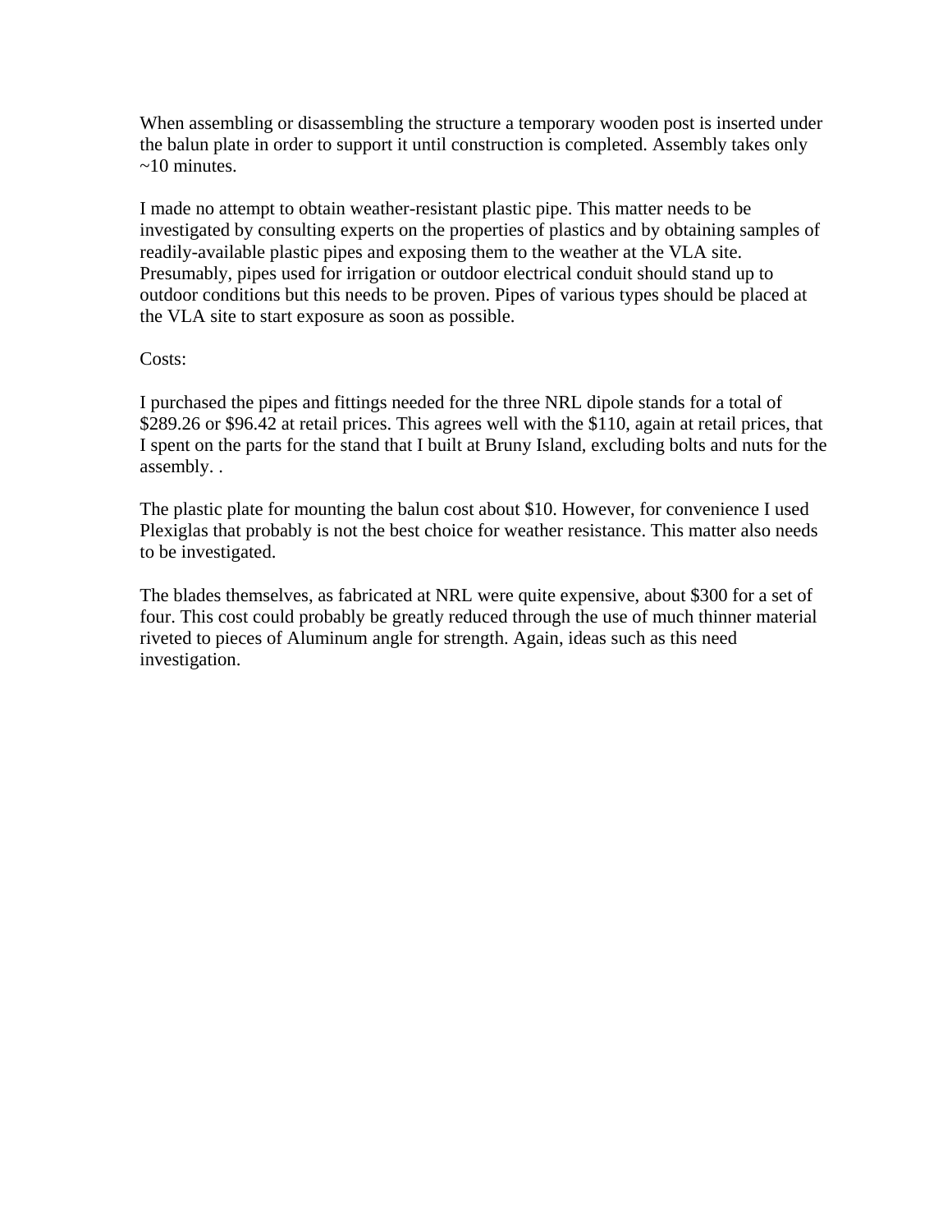When assembling or disassembling the structure a temporary wooden post is inserted under the balun plate in order to support it until construction is completed. Assembly takes only ~10 minutes.

I made no attempt to obtain weather-resistant plastic pipe. This matter needs to be investigated by consulting experts on the properties of plastics and by obtaining samples of readily-available plastic pipes and exposing them to the weather at the VLA site. Presumably, pipes used for irrigation or outdoor electrical conduit should stand up to outdoor conditions but this needs to be proven. Pipes of various types should be placed at the VLA site to start exposure as soon as possible.

Costs:

I purchased the pipes and fittings needed for the three NRL dipole stands for a total of $289.26 or $96.42 at retail prices. This agrees well with the $110, again at retail prices, that I spent on the parts for the stand that I built at Bruny Island, excluding bolts and nuts for the assembly. .

The plastic plate for mounting the balun cost about $10. However, for convenience I used Plexiglas that probably is not the best choice for weather resistance. This matter also needs to be investigated.

The blades themselves, as fabricated at NRL were quite expensive, about $300 for a set of four. This cost could probably be greatly reduced through the use of much thinner material riveted to pieces of Aluminum angle for strength. Again, ideas such as this need investigation.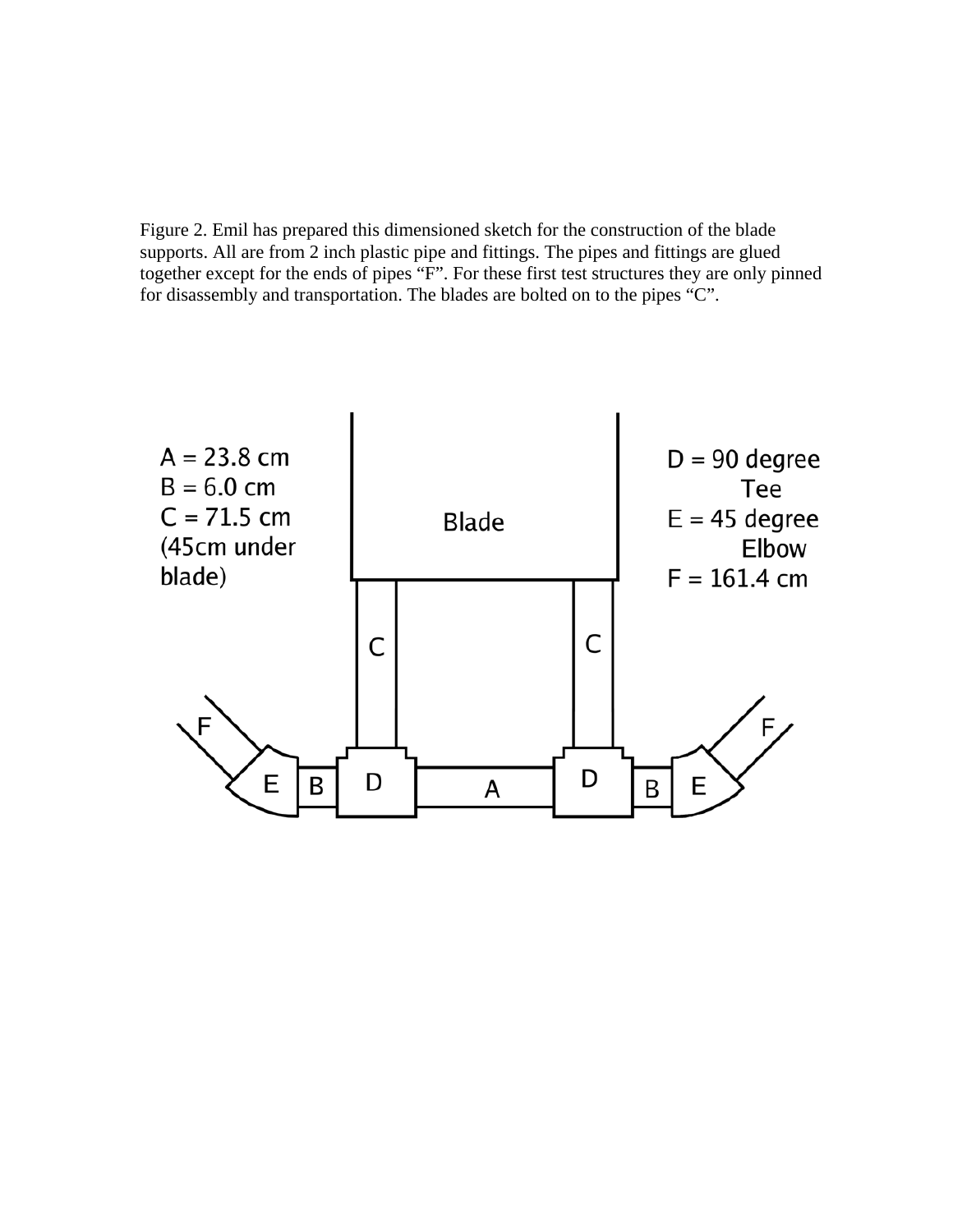Figure 2. Emil has prepared this dimensioned sketch for the construction of the blade supports. All are from 2 inch plastic pipe and fittings. The pipes and fittings are glued together except for the ends of pipes "F". For these first test structures they are only pinned for disassembly and transportation. The blades are bolted on to the pipes "C".

A = 23.8 cm
B = 6.0 cm
C = 71.5 cm
(45cm under blade)

Blade

D = 90 degree Tee
E = 45 degree Elbow
F = 161.4 cm

C
C
F
F
E
B
D
A
D
B
E